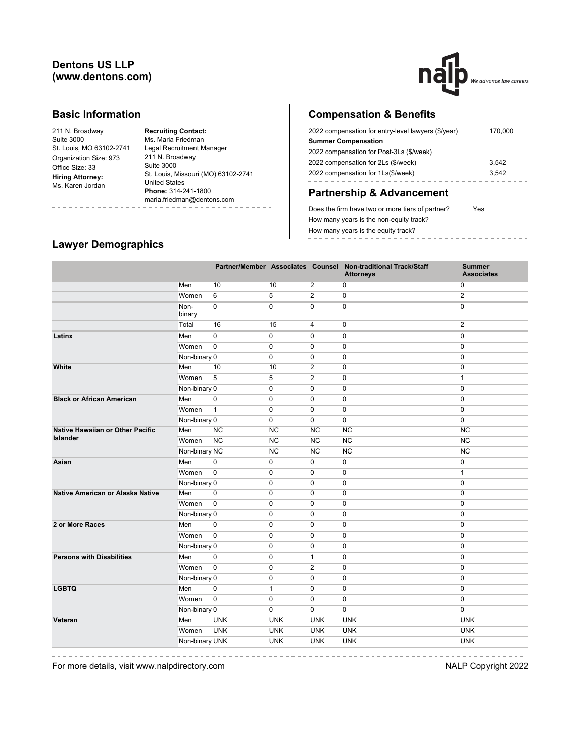**Dentons US LLP**
**(www.dentons.com)**

## Basic Information

211 N. Broadway
Suite 3000
St. Louis, MO 63102-2741
Organization Size: 973
Office Size: 33
**Hiring Attorney:**
Ms. Karen Jordan

**Recruiting Contact:**
Ms. Maria Friedman
Legal Recruitment Manager
211 N. Broadway
Suite 3000
St. Louis, Missouri (MO) 63102-2741
United States
**Phone:** 314-241-1800
maria.friedman@dentons.com

## Compensation & Benefits

| | |
|---|---|
| 2022 compensation for entry-level lawyers ($/year) | 170,000 |
| **Summer Compensation** | |
| 2022 compensation for Post-3Ls ($/week) | |
| 2022 compensation for 2Ls ($/week) | 3,542 |
| 2022 compensation for 1Ls($/week) | 3,542 |

## Partnership & Advancement

| | |
|---|---|
| Does the firm have two or more tiers of partner? | Yes |
| How many years is the non-equity track? | |
| How many years is the equity track? | |

## Lawyer Demographics

| | | Partner/Member | Associates | Counsel | Non-traditional Track/Staff Attorneys | Summer Associates |
|---|---|---|---|---|---|---|
| | Men | 10 | 10 | 2 | 0 | 0 |
| | Women | 6 | 5 | 2 | 0 | 2 |
| | Non-binary | 0 | 0 | 0 | 0 | 0 |
| | Total | 16 | 15 | 4 | 0 | 2 |
| **Latinx** | Men | 0 | 0 | 0 | 0 | 0 |
| | Women | 0 | 0 | 0 | 0 | 0 |
| | Non-binary | 0 | 0 | 0 | 0 | 0 |
| **White** | Men | 10 | 10 | 2 | 0 | 0 |
| | Women | 5 | 5 | 2 | 0 | 1 |
| | Non-binary | 0 | 0 | 0 | 0 | 0 |
| **Black or African American** | Men | 0 | 0 | 0 | 0 | 0 |
| | Women | 1 | 0 | 0 | 0 | 0 |
| | Non-binary | 0 | 0 | 0 | 0 | 0 |
| **Native Hawaiian or Other Pacific Islander** | Men | NC | NC | NC | NC | NC |
| | Women | NC | NC | NC | NC | NC |
| | Non-binary | NC | NC | NC | NC | NC |
| **Asian** | Men | 0 | 0 | 0 | 0 | 0 |
| | Women | 0 | 0 | 0 | 0 | 1 |
| | Non-binary | 0 | 0 | 0 | 0 | 0 |
| **Native American or Alaska Native** | Men | 0 | 0 | 0 | 0 | 0 |
| | Women | 0 | 0 | 0 | 0 | 0 |
| | Non-binary | 0 | 0 | 0 | 0 | 0 |
| **2 or More Races** | Men | 0 | 0 | 0 | 0 | 0 |
| | Women | 0 | 0 | 0 | 0 | 0 |
| | Non-binary | 0 | 0 | 0 | 0 | 0 |
| **Persons with Disabilities** | Men | 0 | 0 | 1 | 0 | 0 |
| | Women | 0 | 0 | 2 | 0 | 0 |
| | Non-binary | 0 | 0 | 0 | 0 | 0 |
| **LGBTQ** | Men | 0 | 1 | 0 | 0 | 0 |
| | Women | 0 | 0 | 0 | 0 | 0 |
| | Non-binary | 0 | 0 | 0 | 0 | 0 |
| **Veteran** | Men | UNK | UNK | UNK | UNK | UNK |
| | Women | UNK | UNK | UNK | UNK | UNK |
| | Non-binary | UNK | UNK | UNK | UNK | UNK |

For more details, visit www.nalpdirectory.com

NALP Copyright 2022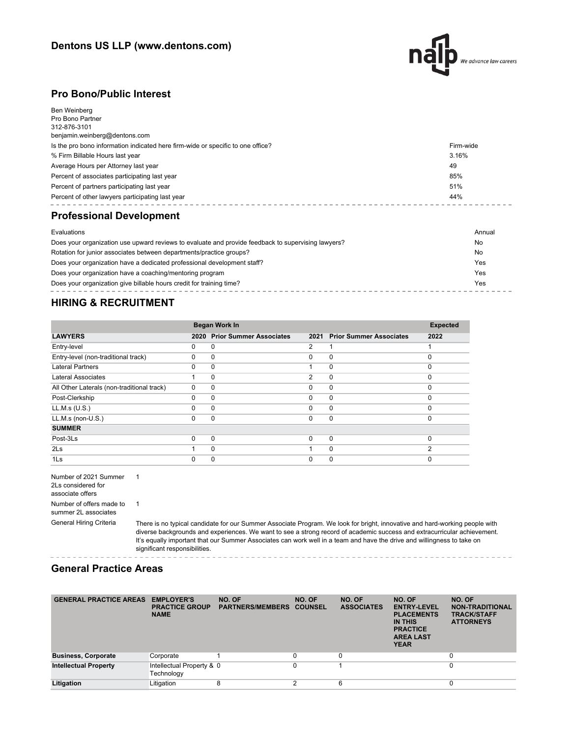## Dentons US LLP (www.dentons.com)

## Pro Bono/Public Interest

Ben Weinberg
Pro Bono Partner
312-876-3101
benjamin.weinberg@dentons.com

| | |
|---|---|
| Is the pro bono information indicated here firm-wide or specific to one office? | Firm-wide |
| % Firm Billable Hours last year | 3.16% |
| Average Hours per Attorney last year | 49 |
| Percent of associates participating last year | 85% |
| Percent of partners participating last year | 51% |
| Percent of other lawyers participating last year | 44% |

## Professional Development

| | |
|---|---|
| Evaluations | Annual |
| Does your organization use upward reviews to evaluate and provide feedback to supervising lawyers? | No |
| Rotation for junior associates between departments/practice groups? | No |
| Does your organization have a dedicated professional development staff? | Yes |
| Does your organization have a coaching/mentoring program | Yes |
| Does your organization give billable hours credit for training time? | Yes |

## HIRING & RECRUITMENT

| | Began Work In | | | | Expected |
|---|---|---|---|---|---|
| **LAWYERS** | **2020** | **Prior Summer Associates** | **2021** | **Prior Summer Associates** | **2022** |
| Entry-level | 0 | 0 | 2 | 1 | 1 |
| Entry-level (non-traditional track) | 0 | 0 | 0 | 0 | 0 |
| Lateral Partners | 0 | 0 | 1 | 0 | 0 |
| Lateral Associates | 1 | 0 | 2 | 0 | 0 |
| All Other Laterals (non-traditional track) | 0 | 0 | 0 | 0 | 0 |
| Post-Clerkship | 0 | 0 | 0 | 0 | 0 |
| LL.M.s (U.S.) | 0 | 0 | 0 | 0 | 0 |
| LL.M.s (non-U.S.) | 0 | 0 | 0 | 0 | 0 |
| **SUMMER** | | | | | |
| Post-3Ls | 0 | 0 | 0 | 0 | 0 |
| 2Ls | 1 | 0 | 1 | 0 | 2 |
| 1Ls | 0 | 0 | 0 | 0 | 0 |

| | |
|---|---|
| Number of 2021 Summer 2Ls considered for associate offers | 1 |
| Number of offers made to summer 2L associates | 1 |
| General Hiring Criteria | There is no typical candidate for our Summer Associate Program. We look for bright, innovative and hard-working people with diverse backgrounds and experiences. We want to see a strong record of academic success and extracurricular achievement. It's equally important that our Summer Associates can work well in a team and have the drive and willingness to take on significant responsibilities. |

## General Practice Areas

| GENERAL PRACTICE AREAS | EMPLOYER'S PRACTICE GROUP NAME | NO. OF PARTNERS/MEMBERS | NO. OF COUNSEL | NO. OF ASSOCIATES | NO. OF ENTRY-LEVEL PLACEMENTS IN THIS PRACTICE AREA LAST YEAR | NO. OF NON-TRADITIONAL TRACK/STAFF ATTORNEYS |
|---|---|---|---|---|---|---|
| **Business, Corporate** | Corporate | 1 | 0 | 0 | | 0 |
| **Intellectual Property** | Intellectual Property & Technology | 0 | 0 | 1 | | 0 |
| **Litigation** | Litigation | 8 | 2 | 6 | | 0 |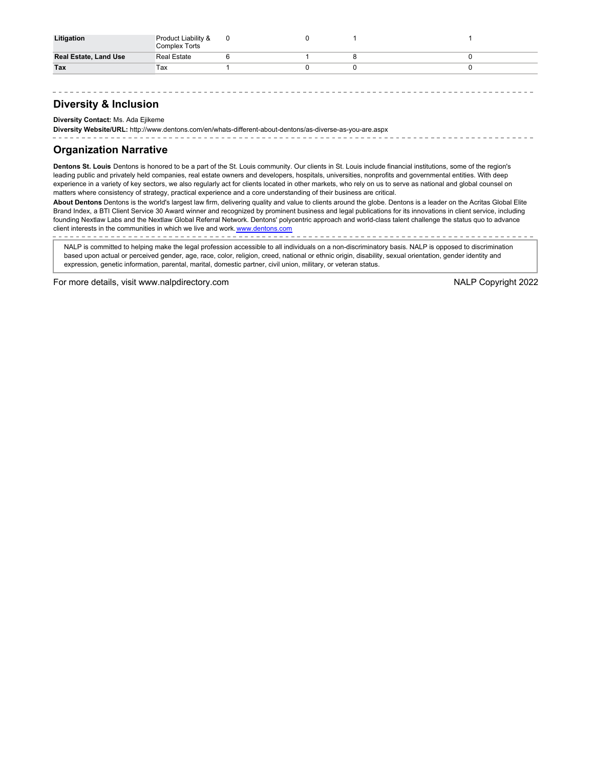| | | | | | |
|---|---|---|---|---|---|
| **Litigation** | Product Liability & Complex Torts | 0 | 0 | 1 | 1 |
| **Real Estate, Land Use** | Real Estate | 6 | 1 | 8 | 0 |
| **Tax** | Tax | 1 | 0 | 0 | 0 |

## Diversity & Inclusion

**Diversity Contact:** Ms. Ada Ejikeme

**Diversity Website/URL:** http://www.dentons.com/en/whats-different-about-dentons/as-diverse-as-you-are.aspx

## Organization Narrative

**Dentons St. Louis** Dentons is honored to be a part of the St. Louis community. Our clients in St. Louis include financial institutions, some of the region's leading public and privately held companies, real estate owners and developers, hospitals, universities, nonprofits and governmental entities. With deep experience in a variety of key sectors, we also regularly act for clients located in other markets, who rely on us to serve as national and global counsel on matters where consistency of strategy, practical experience and a core understanding of their business are critical.

**About Dentons** Dentons is the world's largest law firm, delivering quality and value to clients around the globe. Dentons is a leader on the Acritas Global Elite Brand Index, a BTI Client Service 30 Award winner and recognized by prominent business and legal publications for its innovations in client service, including founding Nextlaw Labs and the Nextlaw Global Referral Network. Dentons' polycentric approach and world-class talent challenge the status quo to advance client interests in the communities in which we live and work. www.dentons.com

NALP is committed to helping make the legal profession accessible to all individuals on a non-discriminatory basis. NALP is opposed to discrimination based upon actual or perceived gender, age, race, color, religion, creed, national or ethnic origin, disability, sexual orientation, gender identity and expression, genetic information, parental, marital, domestic partner, civil union, military, or veteran status.

For more details, visit www.nalpdirectory.com

NALP Copyright 2022